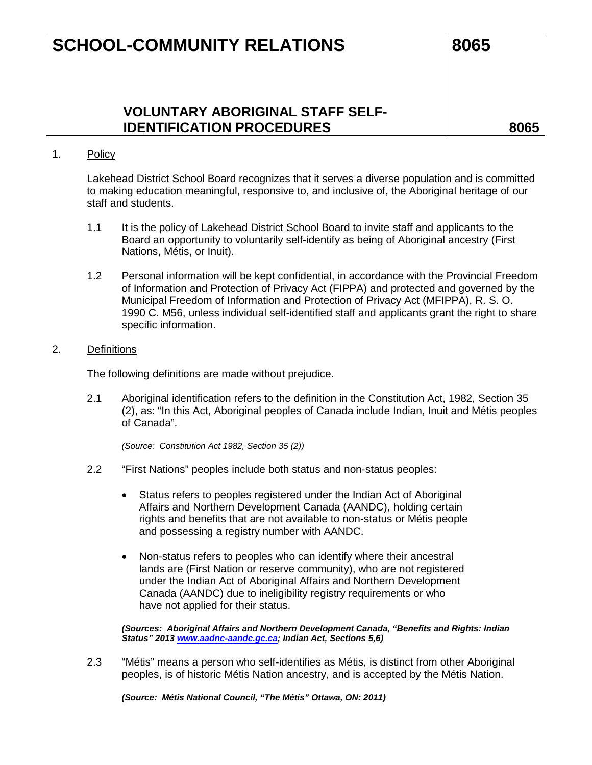# SCHOOL-COMMUNITY RELATIONS — 8065

## VOLUNTARY ABORIGINAL STAFF SELF-IDENTIFICATION PROCEDURES — 8065

1. <u>Policy</u>

   Lakehead District School Board recognizes that it serves a diverse population and is committed to making education meaningful, responsive to, and inclusive of, the Aboriginal heritage of our staff and students.

   1.1 It is the policy of Lakehead District School Board to invite staff and applicants to the Board an opportunity to voluntarily self-identify as being of Aboriginal ancestry (First Nations, Métis, or Inuit).

   1.2 Personal information will be kept confidential, in accordance with the Provincial Freedom of Information and Protection of Privacy Act (FIPPA) and protected and governed by the Municipal Freedom of Information and Protection of Privacy Act (MFIPPA), R. S. O. 1990 C. M56, unless individual self-identified staff and applicants grant the right to share specific information.

2. <u>Definitions</u>

   The following definitions are made without prejudice.

   2.1 Aboriginal identification refers to the definition in the Constitution Act, 1982, Section 35 (2), as: "In this Act, Aboriginal peoples of Canada include Indian, Inuit and Métis peoples of Canada".

   *(Source: Constitution Act 1982, Section 35 (2))*

   2.2 "First Nations" peoples include both status and non-status peoples:

   - Status refers to peoples registered under the Indian Act of Aboriginal Affairs and Northern Development Canada (AANDC), holding certain rights and benefits that are not available to non-status or Métis people and possessing a registry number with AANDC.

   - Non-status refers to peoples who can identify where their ancestral lands are (First Nation or reserve community), who are not registered under the Indian Act of Aboriginal Affairs and Northern Development Canada (AANDC) due to ineligibility registry requirements or who have not applied for their status.

   ***(Sources: Aboriginal Affairs and Northern Development Canada, "Benefits and Rights: Indian Status" 2013 [www.aadnc-aandc.gc.ca](http://www.aadnc-aandc.gc.ca); Indian Act, Sections 5,6)***

   2.3 "Métis" means a person who self-identifies as Métis, is distinct from other Aboriginal peoples, is of historic Métis Nation ancestry, and is accepted by the Métis Nation.

   ***(Source: Métis National Council, "The Métis" Ottawa, ON: 2011)***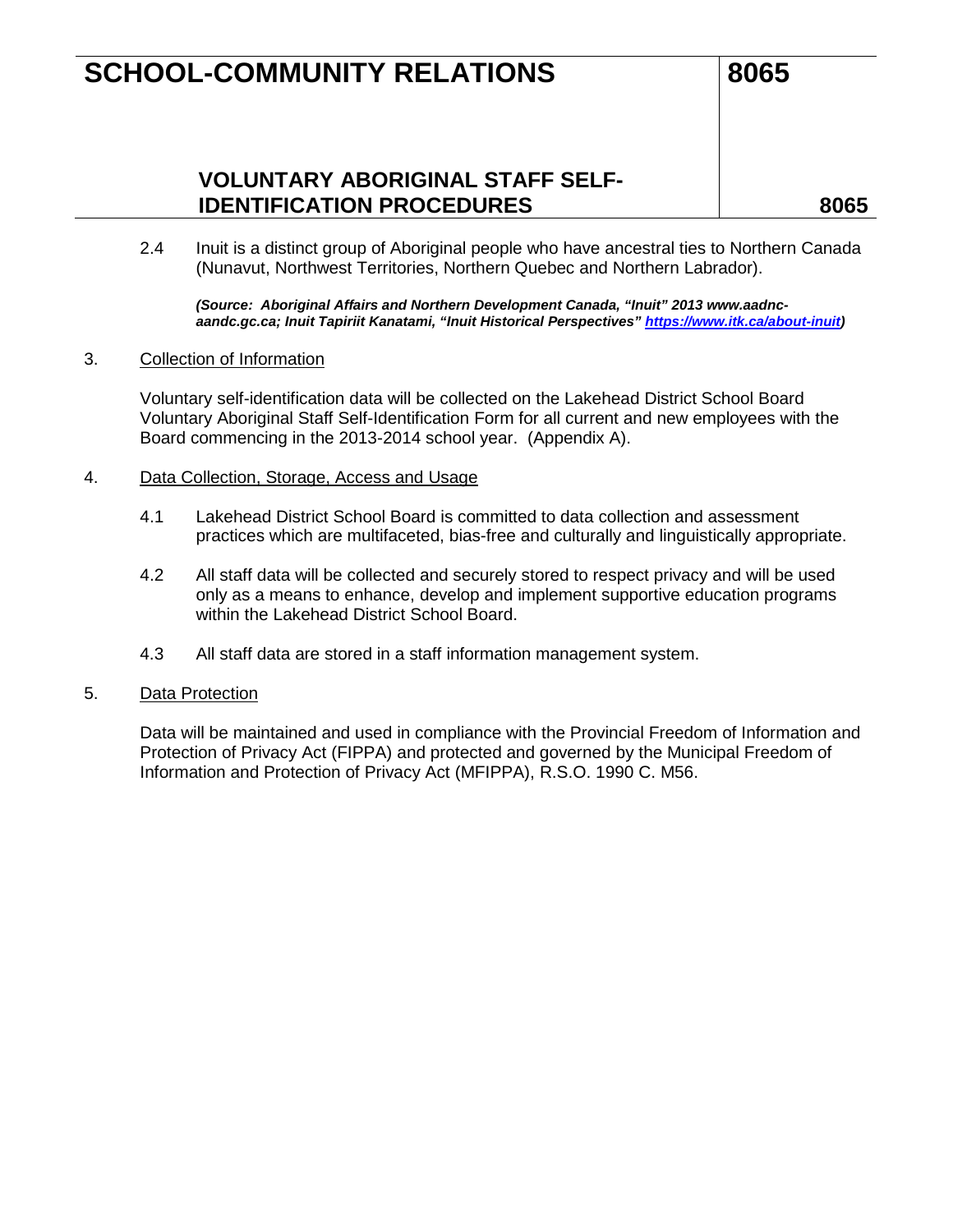2.4 Inuit is a distinct group of Aboriginal people who have ancestral ties to Northern Canada (Nunavut, Northwest Territories, Northern Quebec and Northern Labrador).

***(Source: Aboriginal Affairs and Northern Development Canada, "Inuit" 2013 www.aadnc-aandc.gc.ca; Inuit Tapiriit Kanatami, "Inuit Historical Perspectives" https://www.itk.ca/about-inuit)***

3. Collection of Information

Voluntary self-identification data will be collected on the Lakehead District School Board Voluntary Aboriginal Staff Self-Identification Form for all current and new employees with the Board commencing in the 2013-2014 school year. (Appendix A).

4. Data Collection, Storage, Access and Usage

4.1 Lakehead District School Board is committed to data collection and assessment practices which are multifaceted, bias-free and culturally and linguistically appropriate.

4.2 All staff data will be collected and securely stored to respect privacy and will be used only as a means to enhance, develop and implement supportive education programs within the Lakehead District School Board.

4.3 All staff data are stored in a staff information management system.

5. Data Protection

Data will be maintained and used in compliance with the Provincial Freedom of Information and Protection of Privacy Act (FIPPA) and protected and governed by the Municipal Freedom of Information and Protection of Privacy Act (MFIPPA), R.S.O. 1990 C. M56.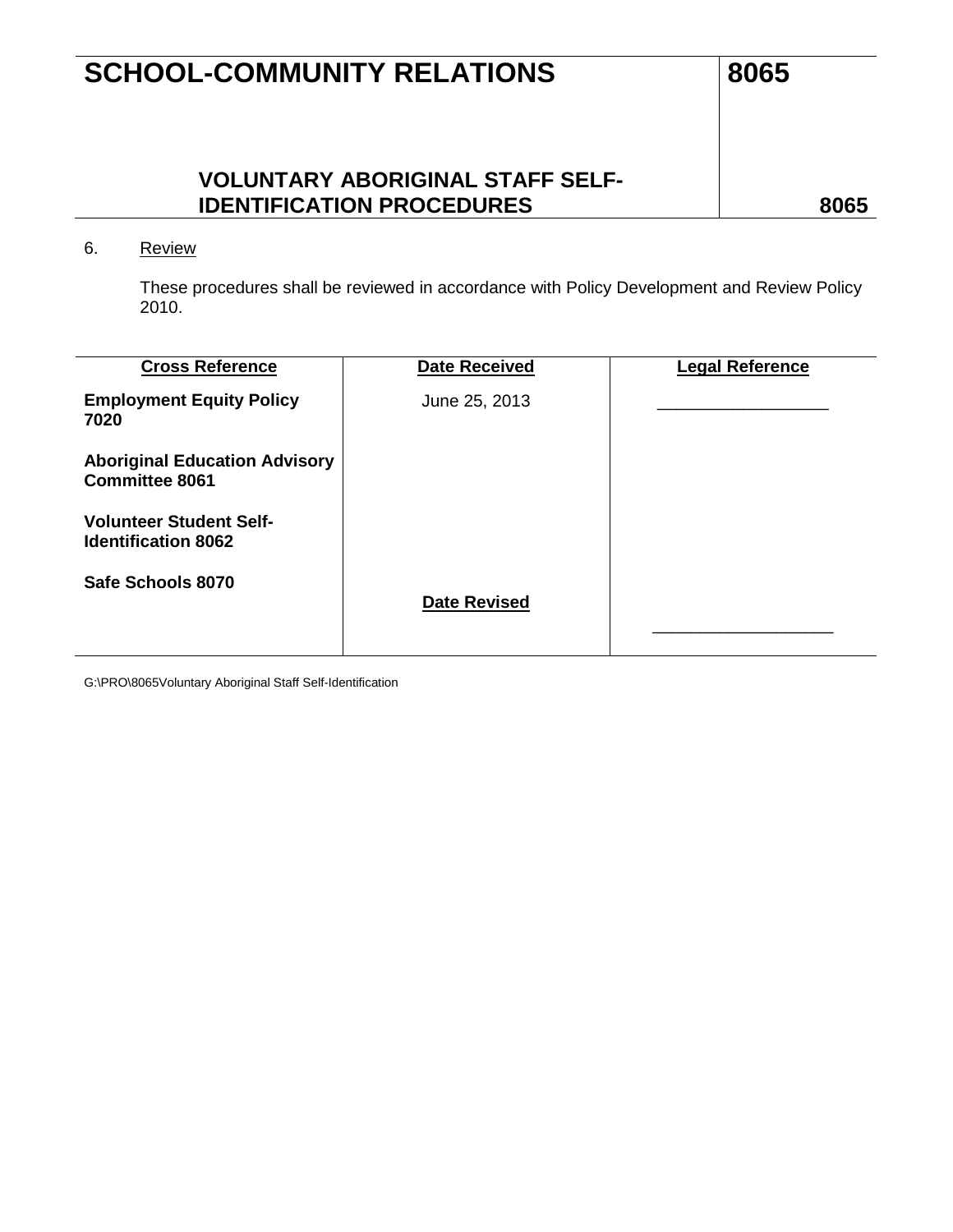6. Review

These procedures shall be reviewed in accordance with Policy Development and Review Policy 2010.

| Cross Reference | Date Received | Legal Reference |
| --- | --- | --- |
| **Employment Equity Policy 7020** | June 25, 2013 | __________________ |
| **Aboriginal Education Advisory Committee 8061** | | |
| **Volunteer Student Self-Identification 8062** | | |
| **Safe Schools 8070** | **Date Revised** | |
| | | __________________ |

G:\PRO\8065Voluntary Aboriginal Staff Self-Identification